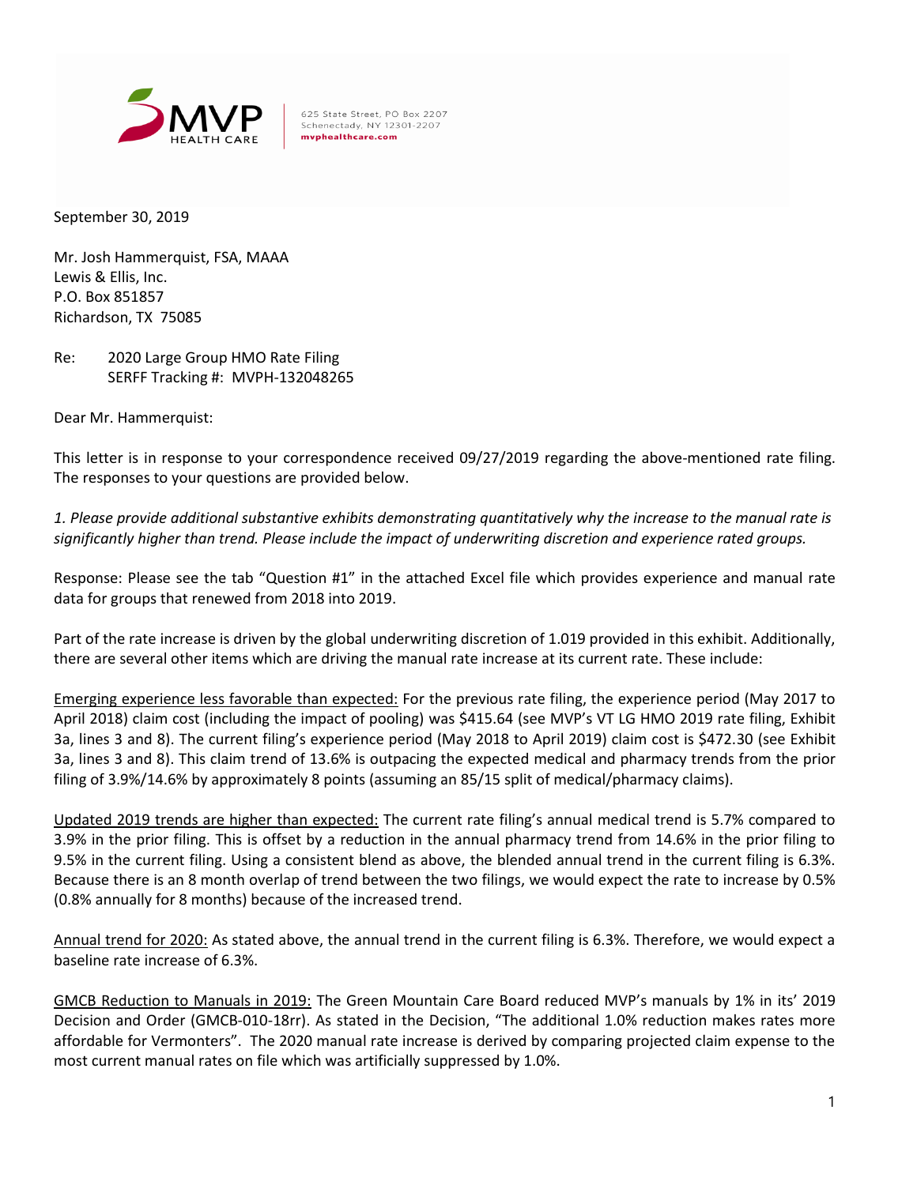625 State Street, PO Box 2207
Schenectady, NY 12301-2207
**mvphealthcare.com**

September 30, 2019

Mr. Josh Hammerquist, FSA, MAAA
Lewis & Ellis, Inc.
P.O. Box 851857
Richardson, TX 75085

Re: 2020 Large Group HMO Rate Filing
SERFF Tracking #: MVPH-132048265

Dear Mr. Hammerquist:

This letter is in response to your correspondence received 09/27/2019 regarding the above-mentioned rate filing. The responses to your questions are provided below.

*1. Please provide additional substantive exhibits demonstrating quantitatively why the increase to the manual rate is significantly higher than trend. Please include the impact of underwriting discretion and experience rated groups.*

Response: Please see the tab "Question #1" in the attached Excel file which provides experience and manual rate data for groups that renewed from 2018 into 2019.

Part of the rate increase is driven by the global underwriting discretion of 1.019 provided in this exhibit. Additionally, there are several other items which are driving the manual rate increase at its current rate. These include:

<u>Emerging experience less favorable than expected:</u> For the previous rate filing, the experience period (May 2017 to April 2018) claim cost (including the impact of pooling) was $415.64 (see MVP's VT LG HMO 2019 rate filing, Exhibit 3a, lines 3 and 8). The current filing's experience period (May 2018 to April 2019) claim cost is $472.30 (see Exhibit 3a, lines 3 and 8). This claim trend of 13.6% is outpacing the expected medical and pharmacy trends from the prior filing of 3.9%/14.6% by approximately 8 points (assuming an 85/15 split of medical/pharmacy claims).

<u>Updated 2019 trends are higher than expected:</u> The current rate filing's annual medical trend is 5.7% compared to 3.9% in the prior filing. This is offset by a reduction in the annual pharmacy trend from 14.6% in the prior filing to 9.5% in the current filing. Using a consistent blend as above, the blended annual trend in the current filing is 6.3%. Because there is an 8 month overlap of trend between the two filings, we would expect the rate to increase by 0.5% (0.8% annually for 8 months) because of the increased trend.

<u>Annual trend for 2020:</u> As stated above, the annual trend in the current filing is 6.3%. Therefore, we would expect a baseline rate increase of 6.3%.

<u>GMCB Reduction to Manuals in 2019:</u> The Green Mountain Care Board reduced MVP's manuals by 1% in its' 2019 Decision and Order (GMCB-010-18rr). As stated in the Decision, "The additional 1.0% reduction makes rates more affordable for Vermonters". The 2020 manual rate increase is derived by comparing projected claim expense to the most current manual rates on file which was artificially suppressed by 1.0%.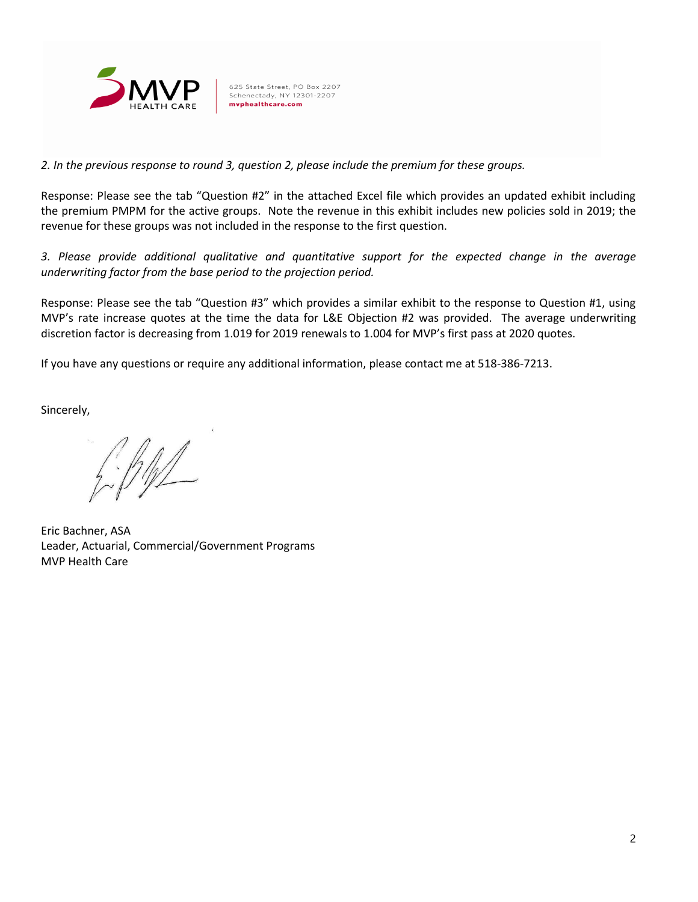*2. In the previous response to round 3, question 2, please include the premium for these groups.*

Response: Please see the tab "Question #2" in the attached Excel file which provides an updated exhibit including the premium PMPM for the active groups. Note the revenue in this exhibit includes new policies sold in 2019; the revenue for these groups was not included in the response to the first question.

*3. Please provide additional qualitative and quantitative support for the expected change in the average underwriting factor from the base period to the projection period.*

Response: Please see the tab "Question #3" which provides a similar exhibit to the response to Question #1, using MVP's rate increase quotes at the time the data for L&E Objection #2 was provided. The average underwriting discretion factor is decreasing from 1.019 for 2019 renewals to 1.004 for MVP's first pass at 2020 quotes.

If you have any questions or require any additional information, please contact me at 518-386-7213.

Sincerely,

Eric Bachner, ASA
Leader, Actuarial, Commercial/Government Programs
MVP Health Care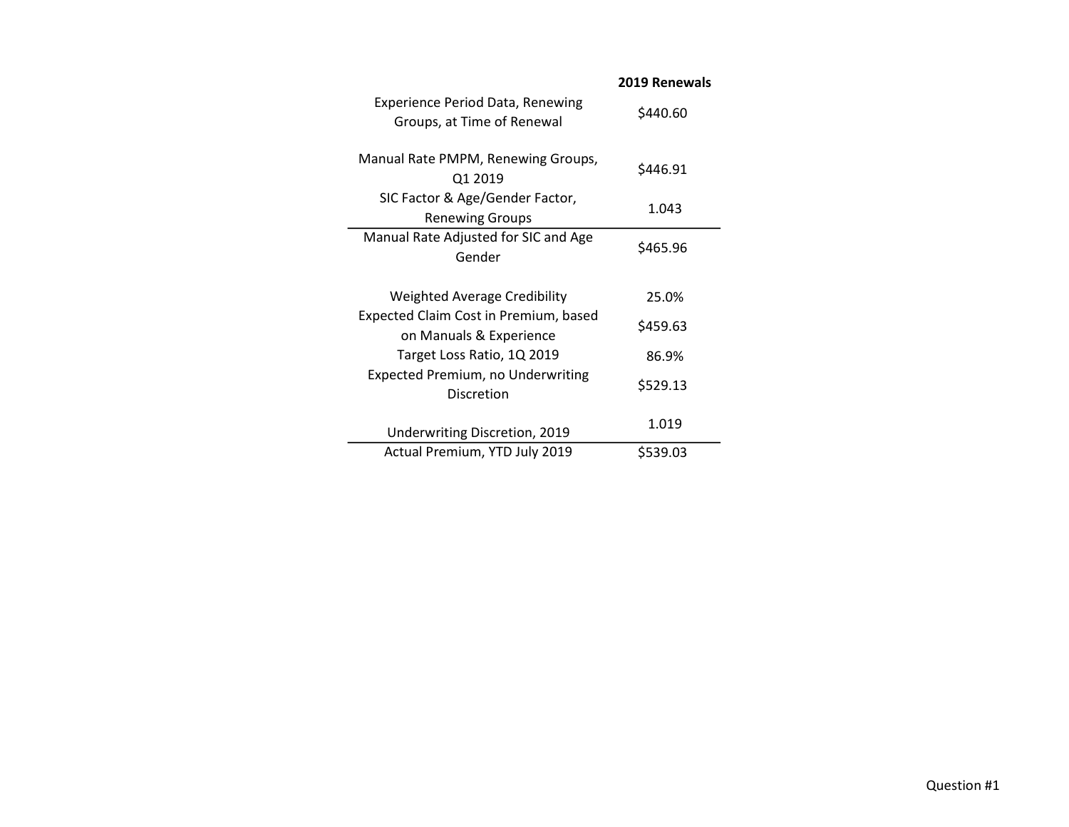| | 2019 Renewals |
|---|---|
| Experience Period Data, Renewing Groups, at Time of Renewal | $440.60 |
| Manual Rate PMPM, Renewing Groups, Q1 2019 | $446.91 |
| SIC Factor & Age/Gender Factor, Renewing Groups | 1.043 |
| Manual Rate Adjusted for SIC and Age Gender | $465.96 |
| Weighted Average Credibility | 25.0% |
| Expected Claim Cost in Premium, based on Manuals & Experience | $459.63 |
| Target Loss Ratio, 1Q 2019 | 86.9% |
| Expected Premium, no Underwriting Discretion | $529.13 |
| Underwriting Discretion, 2019 | 1.019 |
| Actual Premium, YTD July 2019 | $539.03 |

Question #1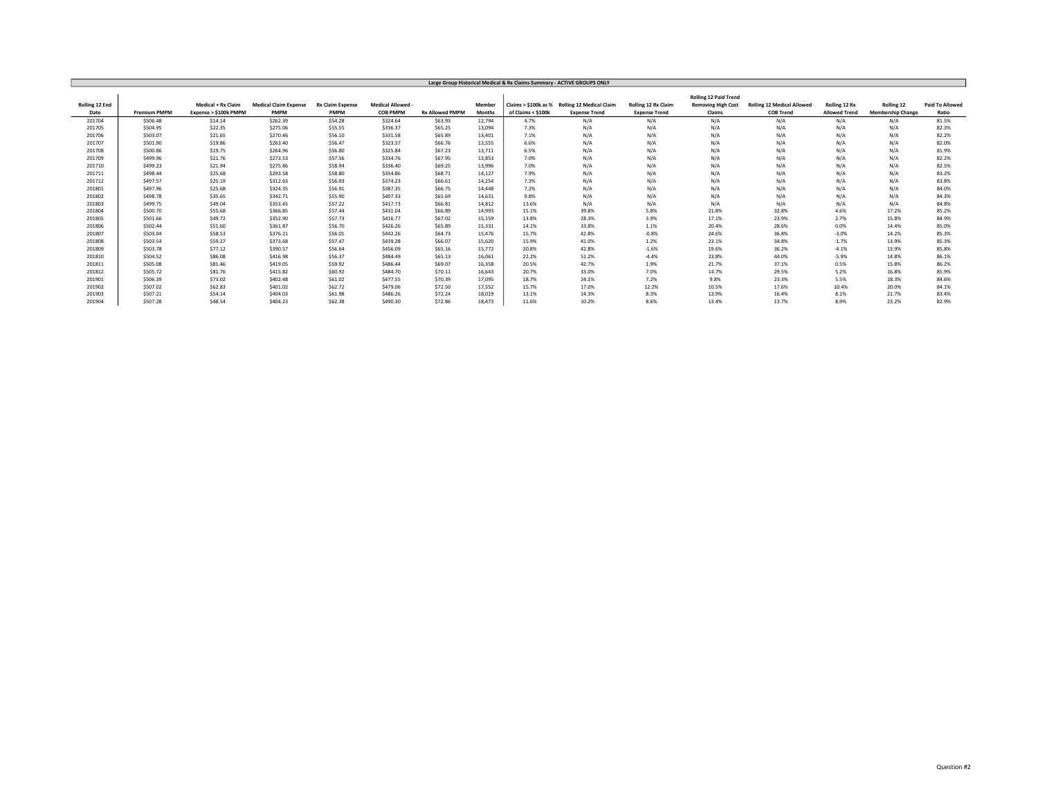## Large Group Historical Medical & Rx Claims Summary - ACTIVE GROUPS ONLY

| Rolling 12 End Date | Premium PMPM | Medical + Rx Claim Expense > $100k PMPM | Medical Claim Expense PMPM | Rx Claim Expense PMPM | Medical Allowed - COB PMPM | Rx Allowed PMPM | Member Months | Claims > $100k as % of Claims < $100k | Rolling 12 Medical Claim Expense Trend | Rolling 12 Rx Claim Expense Trend | Rolling 12 Paid Trend Removing High Cost Claims | Rolling 12 Medical Allowed - COB Trend | Rolling 12 Rx Allowed Trend | Rolling 12 Membership Change | Paid To Allowed Ratio |
|---|---|---|---|---|---|---|---|---|---|---|---|---|---|---|---|
| 201704 | $506.48 | $14.14 | $262.39 | $54.28 | $324.64 | $63.93 | 12,794 | 4.7% | N/A | N/A | N/A | N/A | N/A | N/A | 81.5% |
| 201705 | $504.95 | $22.35 | $275.06 | $55.55 | $336.37 | $65.25 | 13,094 | 7.3% | N/A | N/A | N/A | N/A | N/A | N/A | 82.3% |
| 201706 | $503.07 | $21.65 | $270.46 | $56.10 | $331.58 | $65.89 | 13,401 | 7.1% | N/A | N/A | N/A | N/A | N/A | N/A | 82.2% |
| 201707 | $501.90 | $19.86 | $263.40 | $56.47 | $323.37 | $66.76 | 13,555 | 6.6% | N/A | N/A | N/A | N/A | N/A | N/A | 82.0% |
| 201708 | $500.86 | $19.75 | $264.96 | $56.80 | $325.84 | $67.23 | 13,711 | 6.5% | N/A | N/A | N/A | N/A | N/A | N/A | 81.9% |
| 201709 | $499.96 | $21.76 | $273.53 | $57.56 | $334.76 | $67.95 | 13,853 | 7.0% | N/A | N/A | N/A | N/A | N/A | N/A | 82.2% |
| 201710 | $499.23 | $21.94 | $275.86 | $58.94 | $336.40 | $69.25 | 13,996 | 7.0% | N/A | N/A | N/A | N/A | N/A | N/A | 82.5% |
| 201711 | $498.44 | $25.68 | $293.58 | $58.80 | $354.86 | $68.71 | 14,127 | 7.9% | N/A | N/A | N/A | N/A | N/A | N/A | 83.2% |
| 201712 | $497.57 | $25.19 | $312.63 | $56.93 | $374.23 | $66.61 | 14,254 | 7.3% | N/A | N/A | N/A | N/A | N/A | N/A | 83.8% |
| 201801 | $497.96 | $25.68 | $324.35 | $56.91 | $387.35 | $66.75 | 14,448 | 7.2% | N/A | N/A | N/A | N/A | N/A | N/A | 84.0% |
| 201802 | $498.78 | $35.65 | $342.71 | $55.90 | $407.33 | $65.69 | 14,631 | 9.8% | N/A | N/A | N/A | N/A | N/A | N/A | 84.3% |
| 201803 | $499.75 | $49.04 | $353.45 | $57.22 | $417.73 | $66.81 | 14,812 | 13.6% | N/A | N/A | N/A | N/A | N/A | N/A | 84.8% |
| 201804 | $500.70 | $55.68 | $366.85 | $57.44 | $431.04 | $66.89 | 14,993 | 15.1% | 39.8% | 5.8% | 21.8% | 32.8% | 4.6% | 17.2% | 85.2% |
| 201805 | $501.66 | $49.72 | $352.90 | $57.73 | $416.77 | $67.02 | 15,159 | 13.8% | 28.3% | 3.9% | 17.1% | 23.9% | 2.7% | 15.8% | 84.9% |
| 201806 | $502.44 | $51.60 | $361.87 | $56.70 | $426.26 | $65.89 | 15,331 | 14.1% | 33.8% | 1.1% | 20.4% | 28.6% | 0.0% | 14.4% | 85.0% |
| 201807 | $503.04 | $58.53 | $376.21 | $56.01 | $442.26 | $64.73 | 15,476 | 15.7% | 42.8% | -0.8% | 24.6% | 36.8% | -3.0% | 14.2% | 85.3% |
| 201808 | $503.54 | $59.27 | $373.68 | $57.47 | $439.28 | $66.07 | 15,620 | 15.9% | 41.0% | 1.2% | 23.1% | 34.8% | -1.7% | 13.9% | 85.3% |
| 201809 | $503.78 | $77.12 | $390.57 | $56.64 | $456.09 | $65.16 | 15,772 | 20.8% | 42.8% | -1.6% | 19.6% | 36.2% | -4.1% | 13.9% | 85.8% |
| 201810 | $504.52 | $86.08 | $416.98 | $56.37 | $484.49 | $65.13 | 16,061 | 22.2% | 51.2% | -4.4% | 23.8% | 44.0% | -5.9% | 14.8% | 86.1% |
| 201811 | $505.08 | $81.46 | $419.05 | $59.92 | $486.44 | $69.07 | 16,358 | 20.5% | 42.7% | 1.9% | 21.7% | 37.1% | 0.5% | 15.8% | 86.2% |
| 201812 | $505.72 | $81.76 | $415.82 | $60.92 | $484.70 | $70.11 | 16,643 | 20.7% | 33.0% | 7.0% | 14.7% | 29.5% | 5.2% | 16.8% | 85.9% |
| 201901 | $506.39 | $73.02 | $402.48 | $61.02 | $477.55 | $70.39 | 17,095 | 18.7% | 24.1% | 7.2% | 9.8% | 23.3% | 5.5% | 18.3% | 84.6% |
| 201902 | $507.02 | $62.83 | $401.02 | $62.72 | $479.06 | $72.50 | 17,552 | 15.7% | 17.0% | 12.2% | 10.5% | 17.6% | 10.4% | 20.0% | 84.1% |
| 201903 | $507.21 | $54.14 | $404.03 | $61.98 | $486.26 | $72.24 | 18,019 | 13.1% | 14.3% | 8.3% | 13.9% | 16.4% | 8.1% | 21.7% | 83.4% |
| 201904 | $507.28 | $48.54 | $404.23 | $62.38 | $490.30 | $72.86 | 18,473 | 11.6% | 10.2% | 8.6% | 13.4% | 13.7% | 8.9% | 23.2% | 82.9% |

Question #2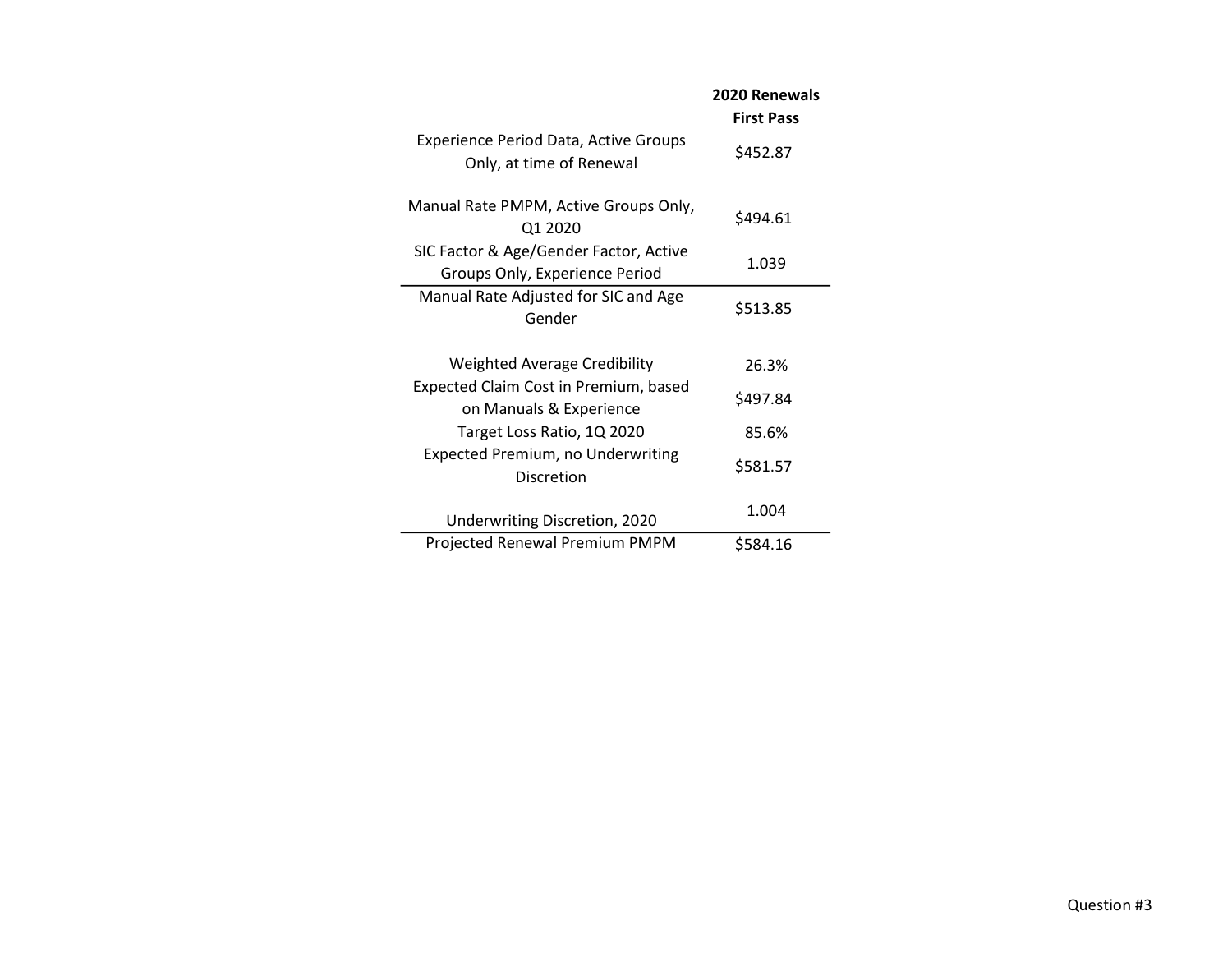| | 2020 Renewals First Pass |
|---|---|
| Experience Period Data, Active Groups Only, at time of Renewal | $452.87 |
| Manual Rate PMPM, Active Groups Only, Q1 2020 | $494.61 |
| SIC Factor & Age/Gender Factor, Active Groups Only, Experience Period | 1.039 |
| Manual Rate Adjusted for SIC and Age Gender | $513.85 |
| Weighted Average Credibility | 26.3% |
| Expected Claim Cost in Premium, based on Manuals & Experience | $497.84 |
| Target Loss Ratio, 1Q 2020 | 85.6% |
| Expected Premium, no Underwriting Discretion | $581.57 |
| Underwriting Discretion, 2020 | 1.004 |
| Projected Renewal Premium PMPM | $584.16 |

Question #3